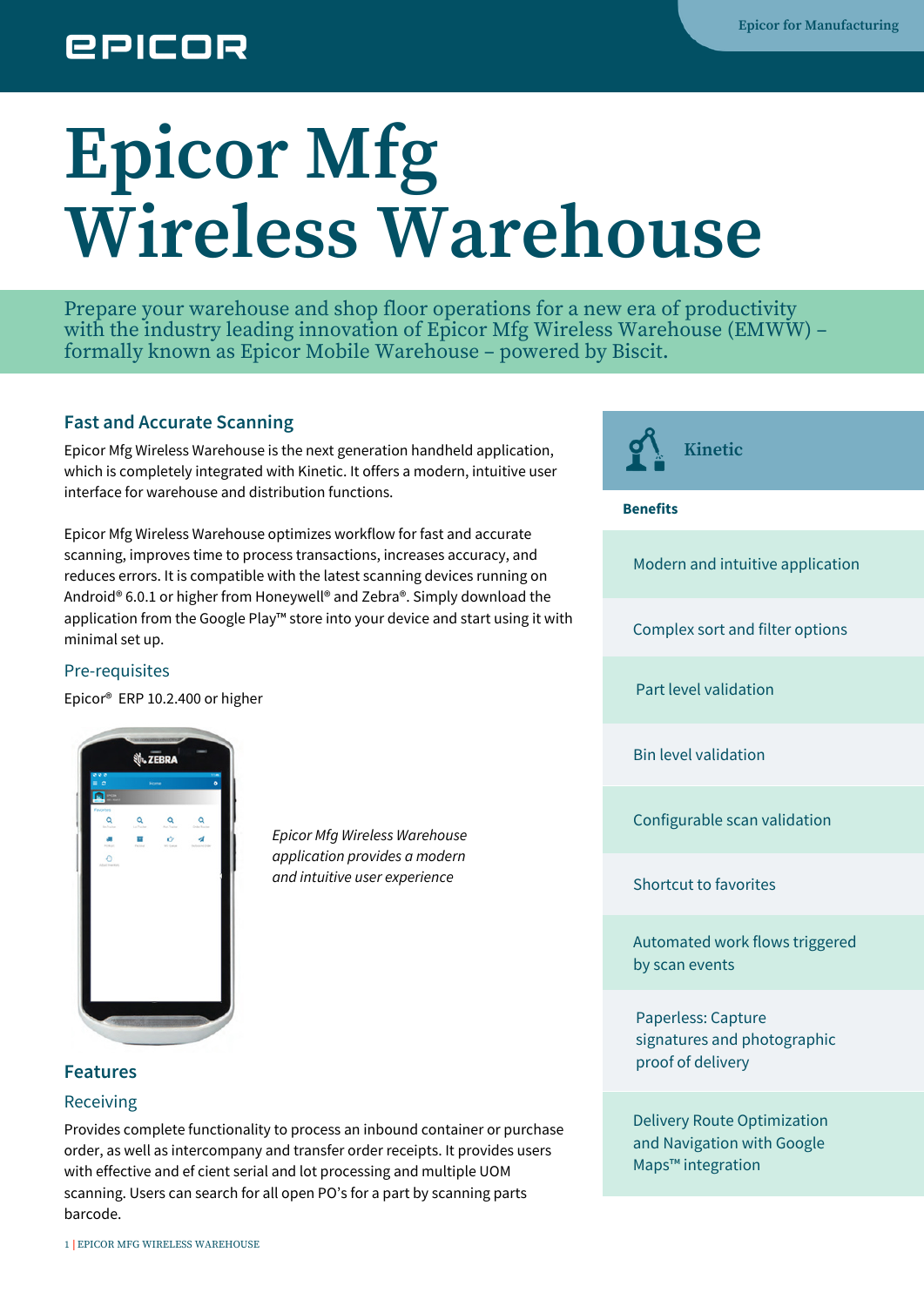# Epicor Mfg Wireless Warehouse

Prepare your warehouse and shop floor operations for a new era of productivity with the industry leading innovation of Epicor Mfg Wireless Warehouse (EMWW) – formally known as Epicor Mobile Warehouse – powered by Biscit.

## Fast and Accurate Scanning

Epicor Mfg Wireless Warehouse is the next generation handheld application, which is completely integrated with Kinetic. It offers a modern, intuitive user interface for warehouse and distribution functions.

Epicor Mfg Wireless Warehouse optimizes workflow for fast and accurate scanning, improves time to process transactions, increases accuracy, and reduces errors. It is compatible with the latest scanning devices running on Android® 6.0.1 or higher from Honeywell® and Zebra®. Simply download the application from the Google Play™ store into your device and start using it with minimal set up.

### Pre-requisites

Epicor® ERP 10.2.400 or higher

*Epicor Mfg Wireless Warehouse application provides a modern and intuitive user experience*

## Features

### Receiving

Provides complete functionality to process an inbound container or purchase order, as well as intercompany and transfer order receipts. It provides users with effective and ef cient serial and lot processing and multiple UOM scanning. Users can search for all open PO's for a part by scanning parts barcode.

## Kinetic

**Benefits**

- Modern and intuitive application
- Complex sort and filter options
- Part level validation
- Bin level validation
- Configurable scan validation
- Shortcut to favorites
- Automated work flows triggered by scan events
- Paperless: Capture signatures and photographic proof of delivery
- Delivery Route Optimization and Navigation with Google Maps™ integration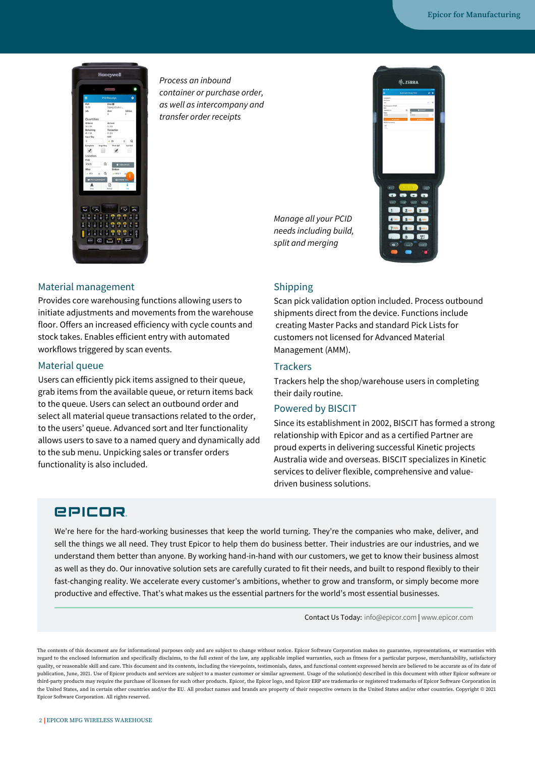*Process an inbound container or purchase order, as well as intercompany and transfer order receipts*

*Manage all your PCID needs including build, split and merging*

## Material management

Provides core warehousing functions allowing users to initiate adjustments and movements from the warehouse floor. Offers an increased efficiency with cycle counts and stock takes. Enables efficient entry with automated workflows triggered by scan events.

## Material queue

Users can efficiently pick items assigned to their queue, grab items from the available queue, or return items back to the queue. Users can select an outbound order and select all material queue transactions related to the order, to the users' queue. Advanced sort and lter functionality allows users to save to a named query and dynamically add to the sub menu. Unpicking sales or transfer orders functionality is also included.

## Shipping

Scan pick validation option included. Process outbound shipments direct from the device. Functions include creating Master Packs and standard Pick Lists for customers not licensed for Advanced Material Management (AMM).

## Trackers

Trackers help the shop/warehouse users in completing their daily routine.

## Powered by BISCIT

Since its establishment in 2002, BISCIT has formed a strong relationship with Epicor and as a certified Partner are proud experts in delivering successful Kinetic projects Australia wide and overseas. BISCIT specializes in Kinetic services to deliver flexible, comprehensive and value-driven business solutions.

## EPICOR

We're here for the hard-working businesses that keep the world turning. They're the companies who make, deliver, and sell the things we all need. They trust Epicor to help them do business better. Their industries are our industries, and we understand them better than anyone. By working hand-in-hand with our customers, we get to know their business almost as well as they do. Our innovative solution sets are carefully curated to fit their needs, and built to respond flexibly to their fast-changing reality. We accelerate every customer's ambitions, whether to grow and transform, or simply become more productive and effective. That's what makes us the essential partners for the world's most essential businesses.

Contact Us Today: info@epicor.com | www.epicor.com

The contents of this document are for informational purposes only and are subject to change without notice. Epicor Software Corporation makes no guarantee, representations, or warranties with regard to the enclosed information and specifically disclaims, to the full extent of the law, any applicable implied warranties, such as fitness for a particular purpose, merchantability, satisfactory quality, or reasonable skill and care. This document and its contents, including the viewpoints, testimonials, dates, and functional content expressed herein are believed to be accurate as of its date of publication, June, 2021. Use of Epicor products and services are subject to a master customer or similar agreement. Usage of the solution(s) described in this document with other Epicor software or third-party products may require the purchase of licenses for such other products. Epicor, the Epicor logo, and Epicor ERP are trademarks or registered trademarks of Epicor Software Corporation in the United States, and in certain other countries and/or the EU. All product names and brands are property of their respective owners in the United States and/or other countries. Copyright © 2021 Epicor Software Corporation. All rights reserved.